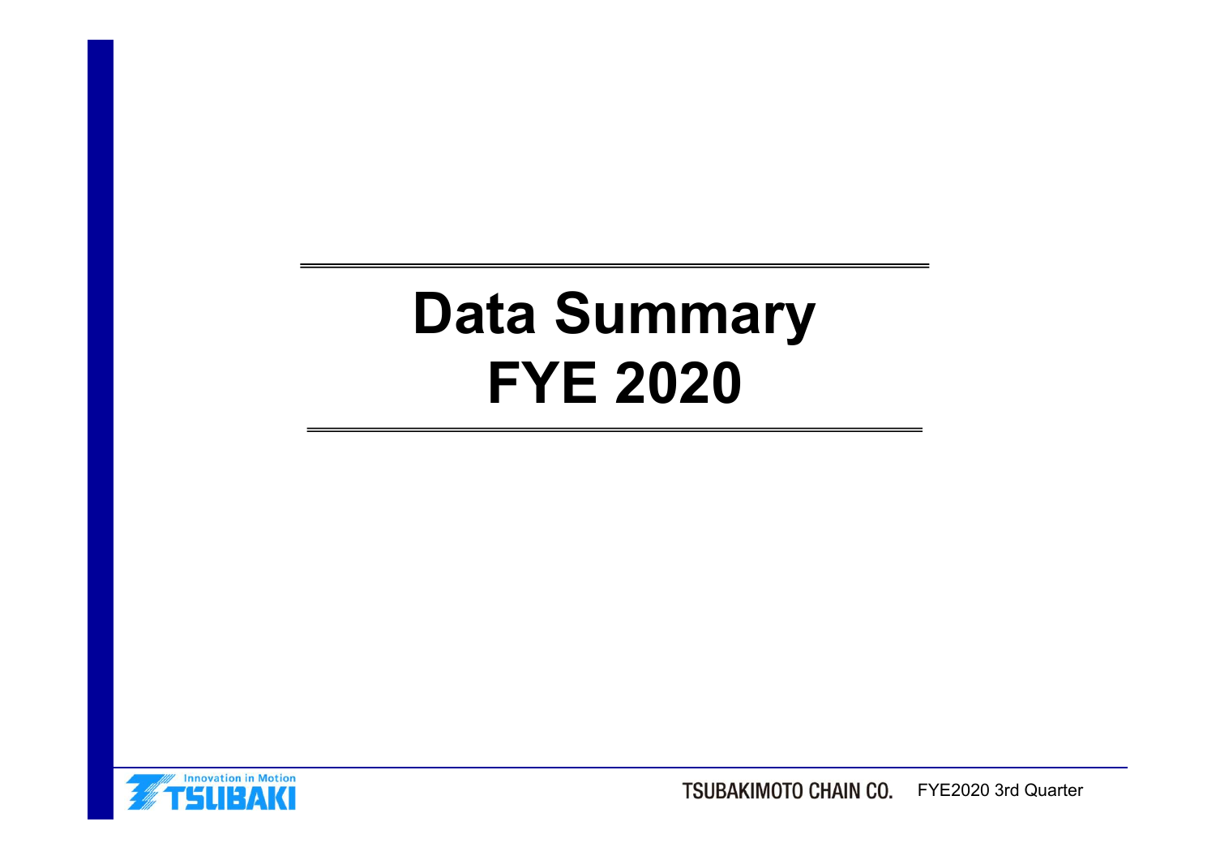# Data Summary
# FYE 2020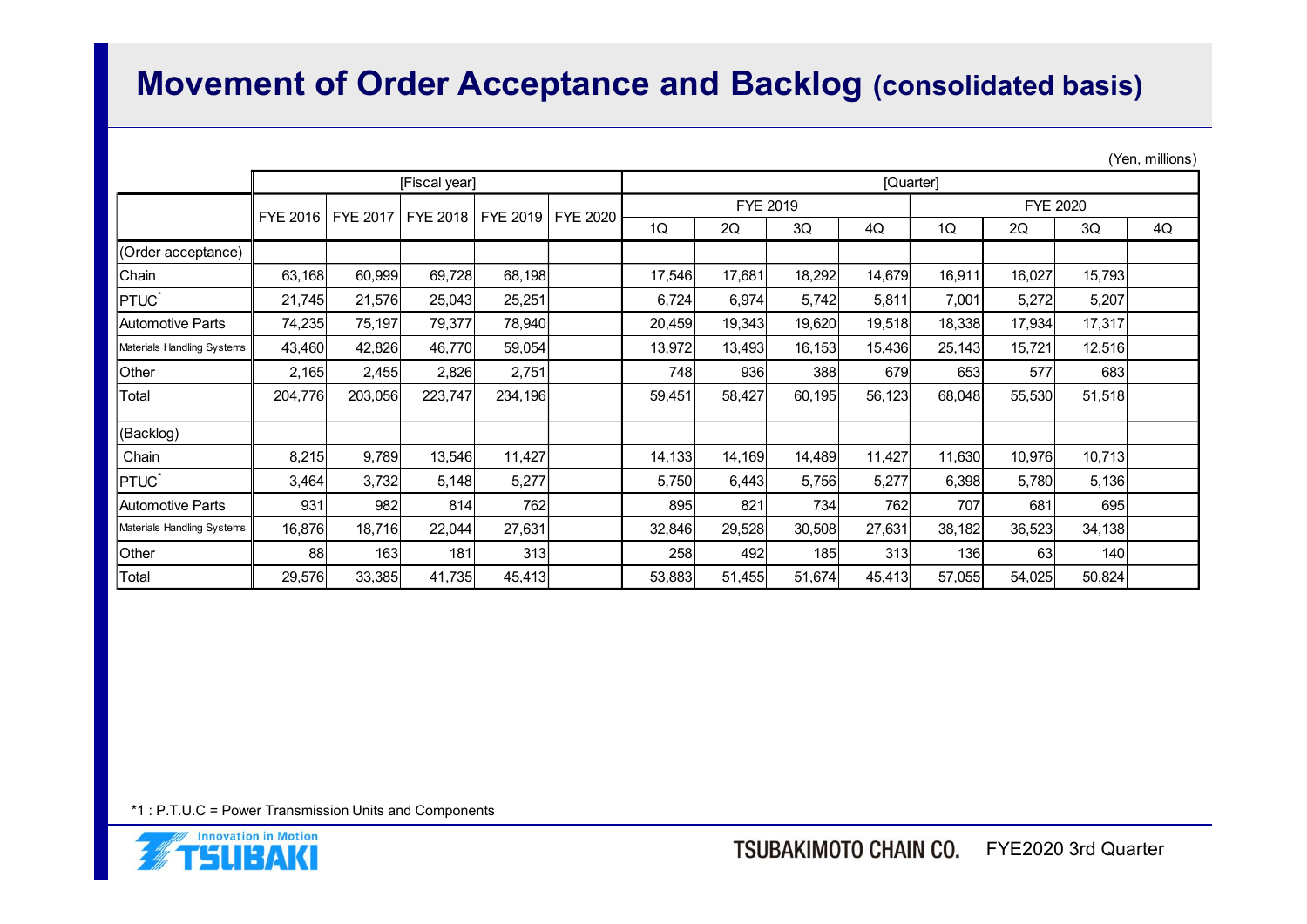# Movement of Order Acceptance and Backlog (consolidated basis)

(Yen, millions)

| | [Fiscal year] | | | | | [Quarter] | | | | | | | |
|---|---|---|---|---|---|---|---|---|---|---|---|---|---|
| | | | | | | FYE 2019 | | | | FYE 2020 | | | |
| | FYE 2016 | FYE 2017 | FYE 2018 | FYE 2019 | FYE 2020 | 1Q | 2Q | 3Q | 4Q | 1Q | 2Q | 3Q | 4Q |
| (Order acceptance) | | | | | | | | | | | | | |
| Chain | 63,168 | 60,999 | 69,728 | 68,198 | | 17,546 | 17,681 | 18,292 | 14,679 | 16,911 | 16,027 | 15,793 | |
| PTUC* | 21,745 | 21,576 | 25,043 | 25,251 | | 6,724 | 6,974 | 5,742 | 5,811 | 7,001 | 5,272 | 5,207 | |
| Automotive Parts | 74,235 | 75,197 | 79,377 | 78,940 | | 20,459 | 19,343 | 19,620 | 19,518 | 18,338 | 17,934 | 17,317 | |
| Materials Handling Systems | 43,460 | 42,826 | 46,770 | 59,054 | | 13,972 | 13,493 | 16,153 | 15,436 | 25,143 | 15,721 | 12,516 | |
| Other | 2,165 | 2,455 | 2,826 | 2,751 | | 748 | 936 | 388 | 679 | 653 | 577 | 683 | |
| Total | 204,776 | 203,056 | 223,747 | 234,196 | | 59,451 | 58,427 | 60,195 | 56,123 | 68,048 | 55,530 | 51,518 | |
| (Backlog) | | | | | | | | | | | | | |
| Chain | 8,215 | 9,789 | 13,546 | 11,427 | | 14,133 | 14,169 | 14,489 | 11,427 | 11,630 | 10,976 | 10,713 | |
| PTUC* | 3,464 | 3,732 | 5,148 | 5,277 | | 5,750 | 6,443 | 5,756 | 5,277 | 6,398 | 5,780 | 5,136 | |
| Automotive Parts | 931 | 982 | 814 | 762 | | 895 | 821 | 734 | 762 | 707 | 681 | 695 | |
| Materials Handling Systems | 16,876 | 18,716 | 22,044 | 27,631 | | 32,846 | 29,528 | 30,508 | 27,631 | 38,182 | 36,523 | 34,138 | |
| Other | 88 | 163 | 181 | 313 | | 258 | 492 | 185 | 313 | 136 | 63 | 140 | |
| Total | 29,576 | 33,385 | 41,735 | 45,413 | | 53,883 | 51,455 | 51,674 | 45,413 | 57,055 | 54,025 | 50,824 | |

*1 : P.T.U.C = Power Transmission Units and Components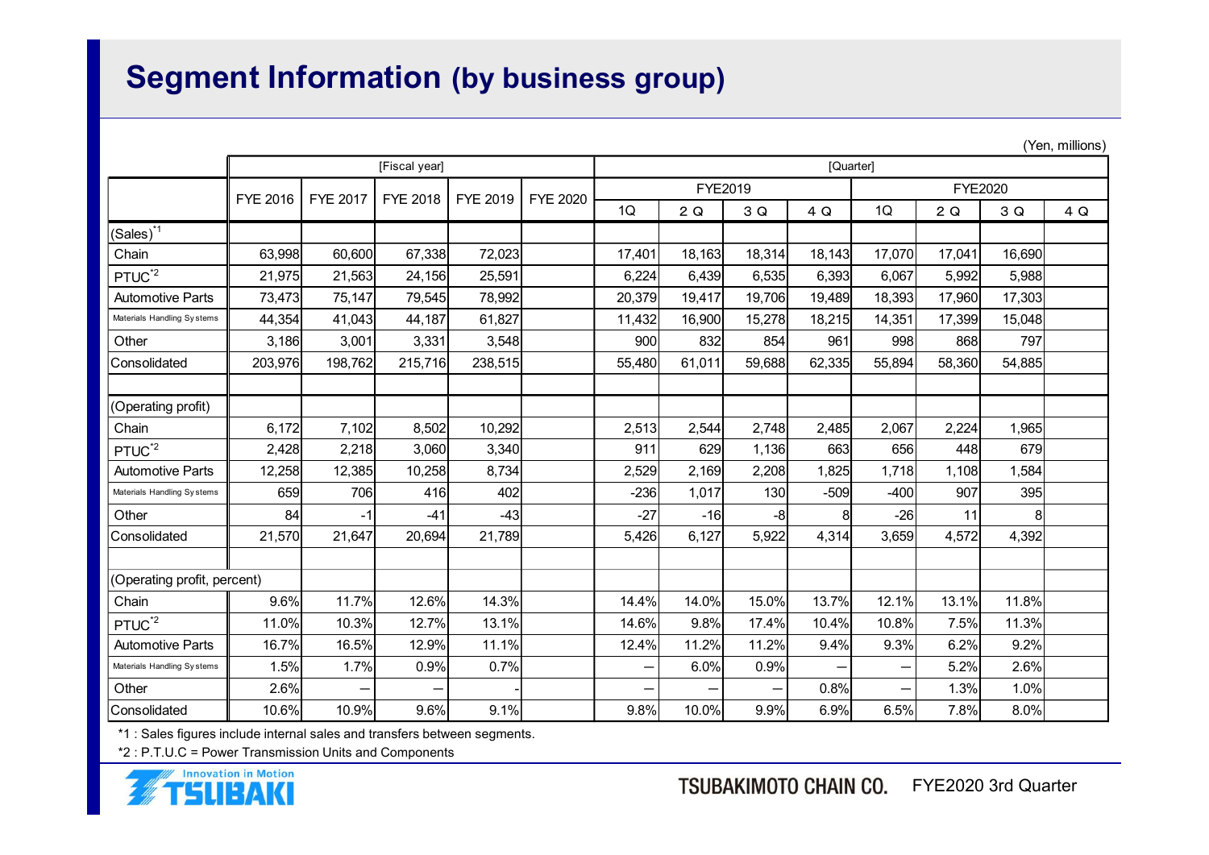# Segment Information (by business group)

(Yen, millions)

| | [Fiscal year] | | | | | [Quarter] | | | | | | | |
|---|---|---|---|---|---|---|---|---|---|---|---|---|---|
| | FYE 2016 | FYE 2017 | FYE 2018 | FYE 2019 | FYE 2020 | FYE2019 | | | | FYE2020 | | | |
| | | | | | | 1Q | 2 Q | 3 Q | 4 Q | 1Q | 2 Q | 3 Q | 4 Q |
| (Sales)*1 | | | | | | | | | | | | | |
| Chain | 63,998 | 60,600 | 67,338 | 72,023 | | 17,401 | 18,163 | 18,314 | 18,143 | 17,070 | 17,041 | 16,690 | |
| PTUC*2 | 21,975 | 21,563 | 24,156 | 25,591 | | 6,224 | 6,439 | 6,535 | 6,393 | 6,067 | 5,992 | 5,988 | |
| Automotive Parts | 73,473 | 75,147 | 79,545 | 78,992 | | 20,379 | 19,417 | 19,706 | 19,489 | 18,393 | 17,960 | 17,303 | |
| Materials Handling Systems | 44,354 | 41,043 | 44,187 | 61,827 | | 11,432 | 16,900 | 15,278 | 18,215 | 14,351 | 17,399 | 15,048 | |
| Other | 3,186 | 3,001 | 3,331 | 3,548 | | 900 | 832 | 854 | 961 | 998 | 868 | 797 | |
| Consolidated | 203,976 | 198,762 | 215,716 | 238,515 | | 55,480 | 61,011 | 59,688 | 62,335 | 55,894 | 58,360 | 54,885 | |
| | | | | | | | | | | | | | |
| (Operating profit) | | | | | | | | | | | | | |
| Chain | 6,172 | 7,102 | 8,502 | 10,292 | | 2,513 | 2,544 | 2,748 | 2,485 | 2,067 | 2,224 | 1,965 | |
| PTUC*2 | 2,428 | 2,218 | 3,060 | 3,340 | | 911 | 629 | 1,136 | 663 | 656 | 448 | 679 | |
| Automotive Parts | 12,258 | 12,385 | 10,258 | 8,734 | | 2,529 | 2,169 | 2,208 | 1,825 | 1,718 | 1,108 | 1,584 | |
| Materials Handling Systems | 659 | 706 | 416 | 402 | | -236 | 1,017 | 130 | -509 | -400 | 907 | 395 | |
| Other | 84 | -1 | -41 | -43 | | -27 | -16 | -8 | 8 | -26 | 11 | 8 | |
| Consolidated | 21,570 | 21,647 | 20,694 | 21,789 | | 5,426 | 6,127 | 5,922 | 4,314 | 3,659 | 4,572 | 4,392 | |
| | | | | | | | | | | | | | |
| (Operating profit, percent) | | | | | | | | | | | | | |
| Chain | 9.6% | 11.7% | 12.6% | 14.3% | | 14.4% | 14.0% | 15.0% | 13.7% | 12.1% | 13.1% | 11.8% | |
| PTUC*2 | 11.0% | 10.3% | 12.7% | 13.1% | | 14.6% | 9.8% | 17.4% | 10.4% | 10.8% | 7.5% | 11.3% | |
| Automotive Parts | 16.7% | 16.5% | 12.9% | 11.1% | | 12.4% | 11.2% | 11.2% | 9.4% | 9.3% | 6.2% | 9.2% | |
| Materials Handling Systems | 1.5% | 1.7% | 0.9% | 0.7% | | — | 6.0% | 0.9% | — | — | 5.2% | 2.6% | |
| Other | 2.6% | — | — | - | | — | — | — | 0.8% | — | 1.3% | 1.0% | |
| Consolidated | 10.6% | 10.9% | 9.6% | 9.1% | | 9.8% | 10.0% | 9.9% | 6.9% | 6.5% | 7.8% | 8.0% | |

*1 : Sales figures include internal sales and transfers between segments.

*2 : P.T.U.C = Power Transmission Units and Components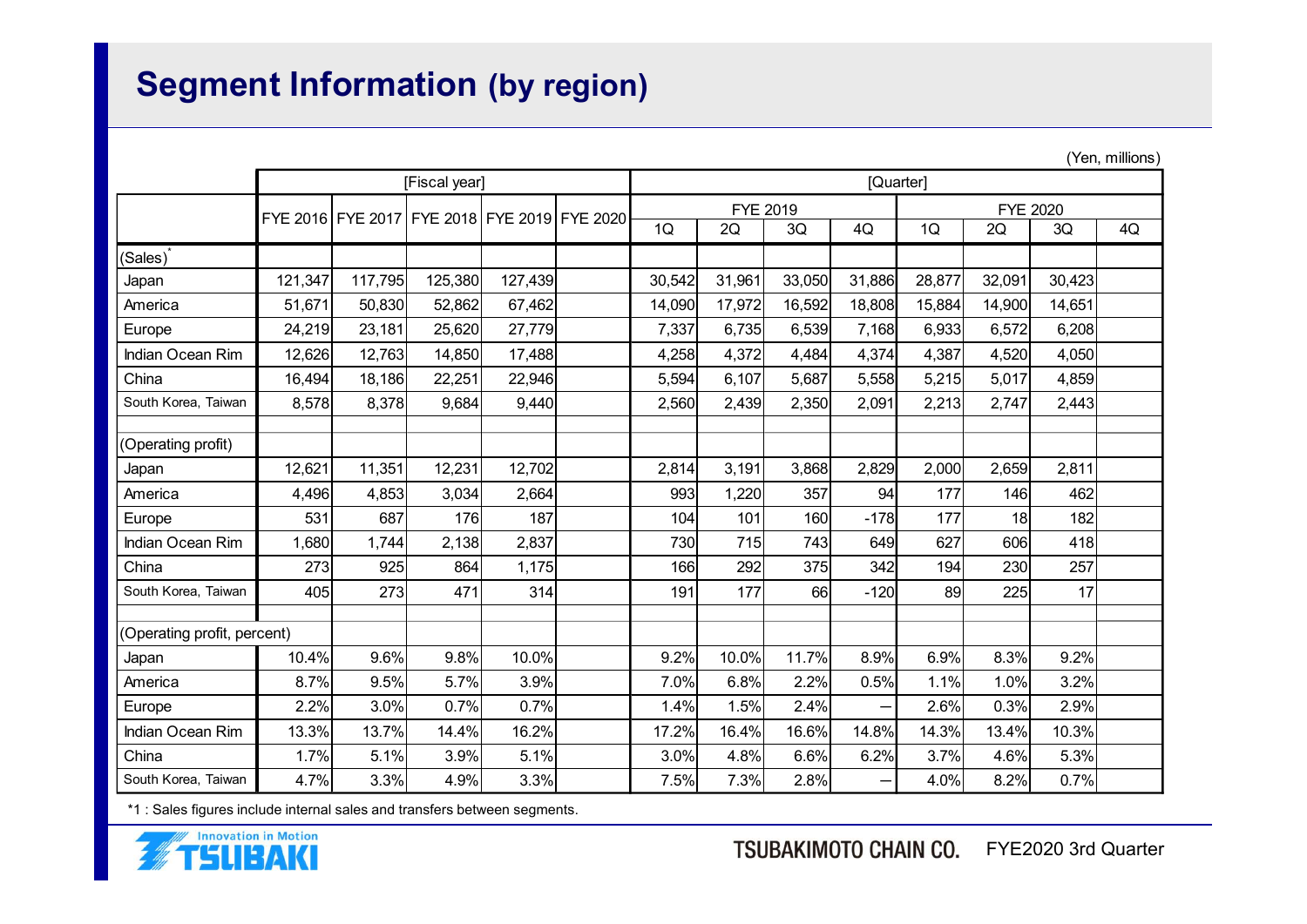# Segment Information (by region)

(Yen, millions)

| | [Fiscal year] | | | | | [Quarter] | | | | | | | |
|---|---|---|---|---|---|---|---|---|---|---|---|---|---|
| | | | | | | FYE 2019 | | | | FYE 2020 | | | |
| | FYE 2016 | FYE 2017 | FYE 2018 | FYE 2019 | FYE 2020 | 1Q | 2Q | 3Q | 4Q | 1Q | 2Q | 3Q | 4Q |
| (Sales)* | | | | | | | | | | | | | |
| Japan | 121,347 | 117,795 | 125,380 | 127,439 | | 30,542 | 31,961 | 33,050 | 31,886 | 28,877 | 32,091 | 30,423 | |
| America | 51,671 | 50,830 | 52,862 | 67,462 | | 14,090 | 17,972 | 16,592 | 18,808 | 15,884 | 14,900 | 14,651 | |
| Europe | 24,219 | 23,181 | 25,620 | 27,779 | | 7,337 | 6,735 | 6,539 | 7,168 | 6,933 | 6,572 | 6,208 | |
| Indian Ocean Rim | 12,626 | 12,763 | 14,850 | 17,488 | | 4,258 | 4,372 | 4,484 | 4,374 | 4,387 | 4,520 | 4,050 | |
| China | 16,494 | 18,186 | 22,251 | 22,946 | | 5,594 | 6,107 | 5,687 | 5,558 | 5,215 | 5,017 | 4,859 | |
| South Korea, Taiwan | 8,578 | 8,378 | 9,684 | 9,440 | | 2,560 | 2,439 | 2,350 | 2,091 | 2,213 | 2,747 | 2,443 | |
| | | | | | | | | | | | | | |
| (Operating profit) | | | | | | | | | | | | | |
| Japan | 12,621 | 11,351 | 12,231 | 12,702 | | 2,814 | 3,191 | 3,868 | 2,829 | 2,000 | 2,659 | 2,811 | |
| America | 4,496 | 4,853 | 3,034 | 2,664 | | 993 | 1,220 | 357 | 94 | 177 | 146 | 462 | |
| Europe | 531 | 687 | 176 | 187 | | 104 | 101 | 160 | -178 | 177 | 18 | 182 | |
| Indian Ocean Rim | 1,680 | 1,744 | 2,138 | 2,837 | | 730 | 715 | 743 | 649 | 627 | 606 | 418 | |
| China | 273 | 925 | 864 | 1,175 | | 166 | 292 | 375 | 342 | 194 | 230 | 257 | |
| South Korea, Taiwan | 405 | 273 | 471 | 314 | | 191 | 177 | 66 | -120 | 89 | 225 | 17 | |
| | | | | | | | | | | | | | |
| (Operating profit, percent) | | | | | | | | | | | | | |
| Japan | 10.4% | 9.6% | 9.8% | 10.0% | | 9.2% | 10.0% | 11.7% | 8.9% | 6.9% | 8.3% | 9.2% | |
| America | 8.7% | 9.5% | 5.7% | 3.9% | | 7.0% | 6.8% | 2.2% | 0.5% | 1.1% | 1.0% | 3.2% | |
| Europe | 2.2% | 3.0% | 0.7% | 0.7% | | 1.4% | 1.5% | 2.4% | – | 2.6% | 0.3% | 2.9% | |
| Indian Ocean Rim | 13.3% | 13.7% | 14.4% | 16.2% | | 17.2% | 16.4% | 16.6% | 14.8% | 14.3% | 13.4% | 10.3% | |
| China | 1.7% | 5.1% | 3.9% | 5.1% | | 3.0% | 4.8% | 6.6% | 6.2% | 3.7% | 4.6% | 5.3% | |
| South Korea, Taiwan | 4.7% | 3.3% | 4.9% | 3.3% | | 7.5% | 7.3% | 2.8% | – | 4.0% | 8.2% | 0.7% | |

*1 : Sales figures include internal sales and transfers between segments.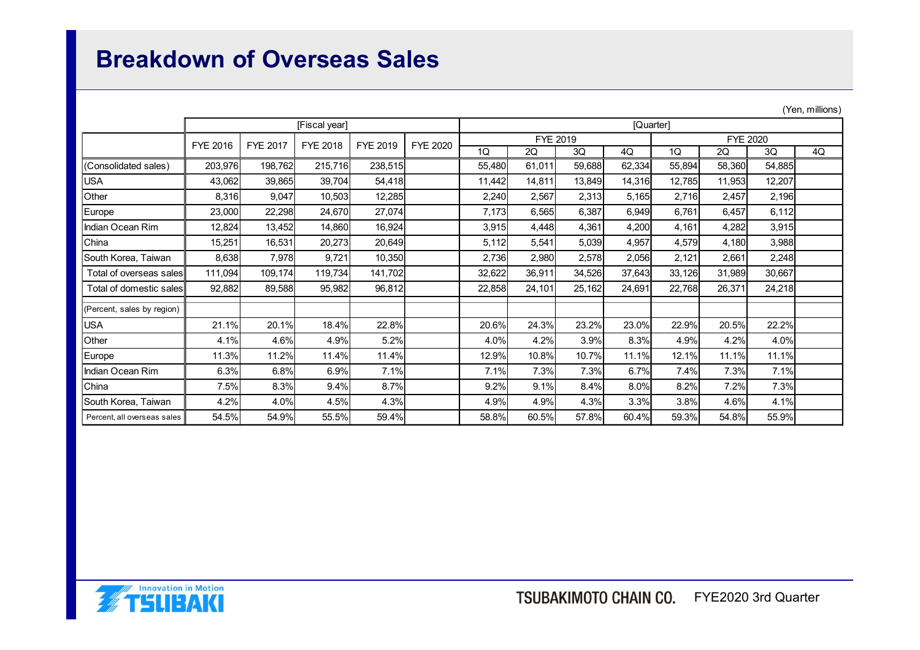# Breakdown of Overseas Sales

(Yen, millions)

| | [Fiscal year] | | | | | [Quarter] | | | | | | | |
|---|---|---|---|---|---|---|---|---|---|---|---|---|---|
| | FYE 2016 | FYE 2017 | FYE 2018 | FYE 2019 | FYE 2020 | FYE 2019 | | | | FYE 2020 | | | |
| | | | | | | 1Q | 2Q | 3Q | 4Q | 1Q | 2Q | 3Q | 4Q |
| (Consolidated sales) | 203,976 | 198,762 | 215,716 | 238,515 | | 55,480 | 61,011 | 59,688 | 62,334 | 55,894 | 58,360 | 54,885 | |
| USA | 43,062 | 39,865 | 39,704 | 54,418 | | 11,442 | 14,811 | 13,849 | 14,316 | 12,785 | 11,953 | 12,207 | |
| Other | 8,316 | 9,047 | 10,503 | 12,285 | | 2,240 | 2,567 | 2,313 | 5,165 | 2,716 | 2,457 | 2,196 | |
| Europe | 23,000 | 22,298 | 24,670 | 27,074 | | 7,173 | 6,565 | 6,387 | 6,949 | 6,761 | 6,457 | 6,112 | |
| Indian Ocean Rim | 12,824 | 13,452 | 14,860 | 16,924 | | 3,915 | 4,448 | 4,361 | 4,200 | 4,161 | 4,282 | 3,915 | |
| China | 15,251 | 16,531 | 20,273 | 20,649 | | 5,112 | 5,541 | 5,039 | 4,957 | 4,579 | 4,180 | 3,988 | |
| South Korea, Taiwan | 8,638 | 7,978 | 9,721 | 10,350 | | 2,736 | 2,980 | 2,578 | 2,056 | 2,121 | 2,661 | 2,248 | |
| Total of overseas sales | 111,094 | 109,174 | 119,734 | 141,702 | | 32,622 | 36,911 | 34,526 | 37,643 | 33,126 | 31,989 | 30,667 | |
| Total of domestic sales | 92,882 | 89,588 | 95,982 | 96,812 | | 22,858 | 24,101 | 25,162 | 24,691 | 22,768 | 26,371 | 24,218 | |
| (Percent, sales by region) | | | | | | | | | | | | | |
| USA | 21.1% | 20.1% | 18.4% | 22.8% | | 20.6% | 24.3% | 23.2% | 23.0% | 22.9% | 20.5% | 22.2% | |
| Other | 4.1% | 4.6% | 4.9% | 5.2% | | 4.0% | 4.2% | 3.9% | 8.3% | 4.9% | 4.2% | 4.0% | |
| Europe | 11.3% | 11.2% | 11.4% | 11.4% | | 12.9% | 10.8% | 10.7% | 11.1% | 12.1% | 11.1% | 11.1% | |
| Indian Ocean Rim | 6.3% | 6.8% | 6.9% | 7.1% | | 7.1% | 7.3% | 7.3% | 6.7% | 7.4% | 7.3% | 7.1% | |
| China | 7.5% | 8.3% | 9.4% | 8.7% | | 9.2% | 9.1% | 8.4% | 8.0% | 8.2% | 7.2% | 7.3% | |
| South Korea, Taiwan | 4.2% | 4.0% | 4.5% | 4.3% | | 4.9% | 4.9% | 4.3% | 3.3% | 3.8% | 4.6% | 4.1% | |
| Percent, all overseas sales | 54.5% | 54.9% | 55.5% | 59.4% | | 58.8% | 60.5% | 57.8% | 60.4% | 59.3% | 54.8% | 55.9% | |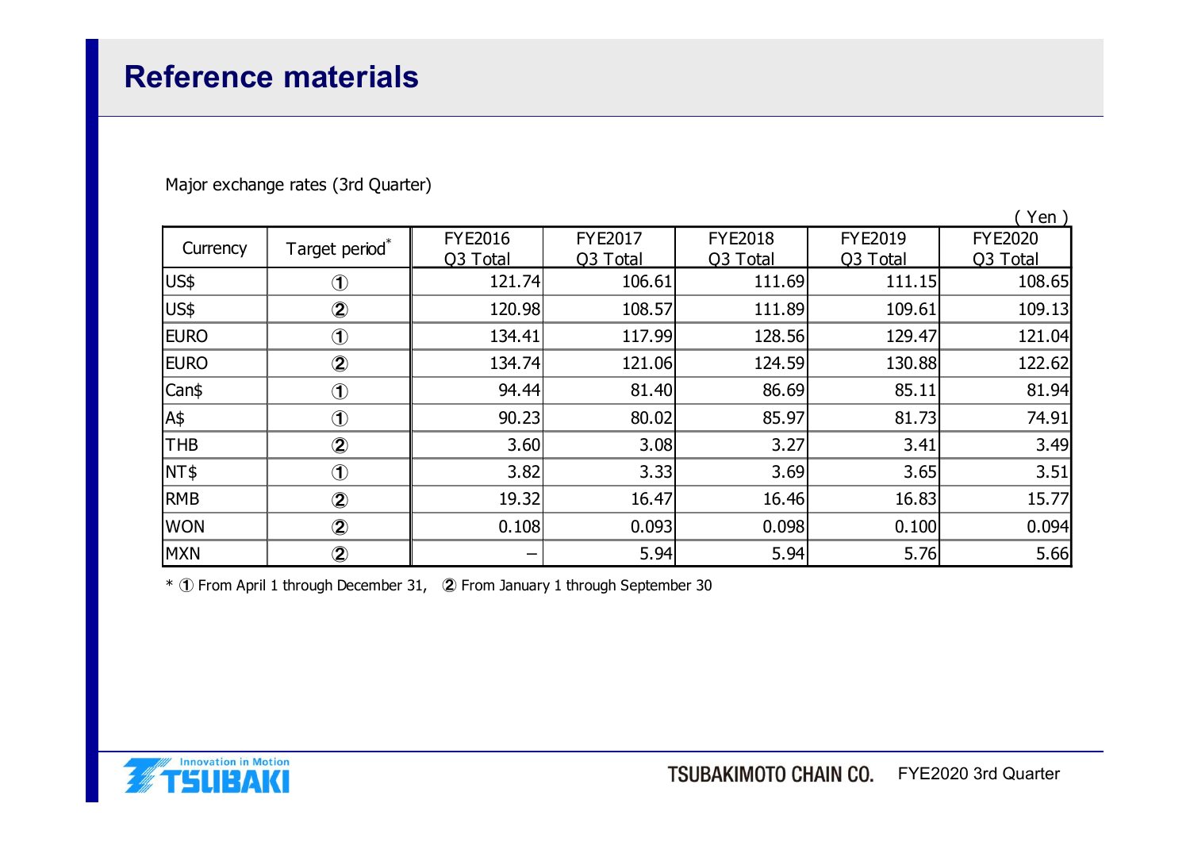# Reference materials

Major exchange rates (3rd Quarter)

( Yen )

| Currency | Target period* | FYE2016 Q3 Total | FYE2017 Q3 Total | FYE2018 Q3 Total | FYE2019 Q3 Total | FYE2020 Q3 Total |
|---|---|---|---|---|---|---|
| US$ | ① | 121.74 | 106.61 | 111.69 | 111.15 | 108.65 |
| US$ | ② | 120.98 | 108.57 | 111.89 | 109.61 | 109.13 |
| EURO | ① | 134.41 | 117.99 | 128.56 | 129.47 | 121.04 |
| EURO | ② | 134.74 | 121.06 | 124.59 | 130.88 | 122.62 |
| Can$ | ① | 94.44 | 81.40 | 86.69 | 85.11 | 81.94 |
| A$ | ① | 90.23 | 80.02 | 85.97 | 81.73 | 74.91 |
| THB | ② | 3.60 | 3.08 | 3.27 | 3.41 | 3.49 |
| NT$ | ① | 3.82 | 3.33 | 3.69 | 3.65 | 3.51 |
| RMB | ② | 19.32 | 16.47 | 16.46 | 16.83 | 15.77 |
| WON | ② | 0.108 | 0.093 | 0.098 | 0.100 | 0.094 |
| MXN | ② | – | 5.94 | 5.94 | 5.76 | 5.66 |

* ① From April 1 through December 31, ② From January 1 through September 30